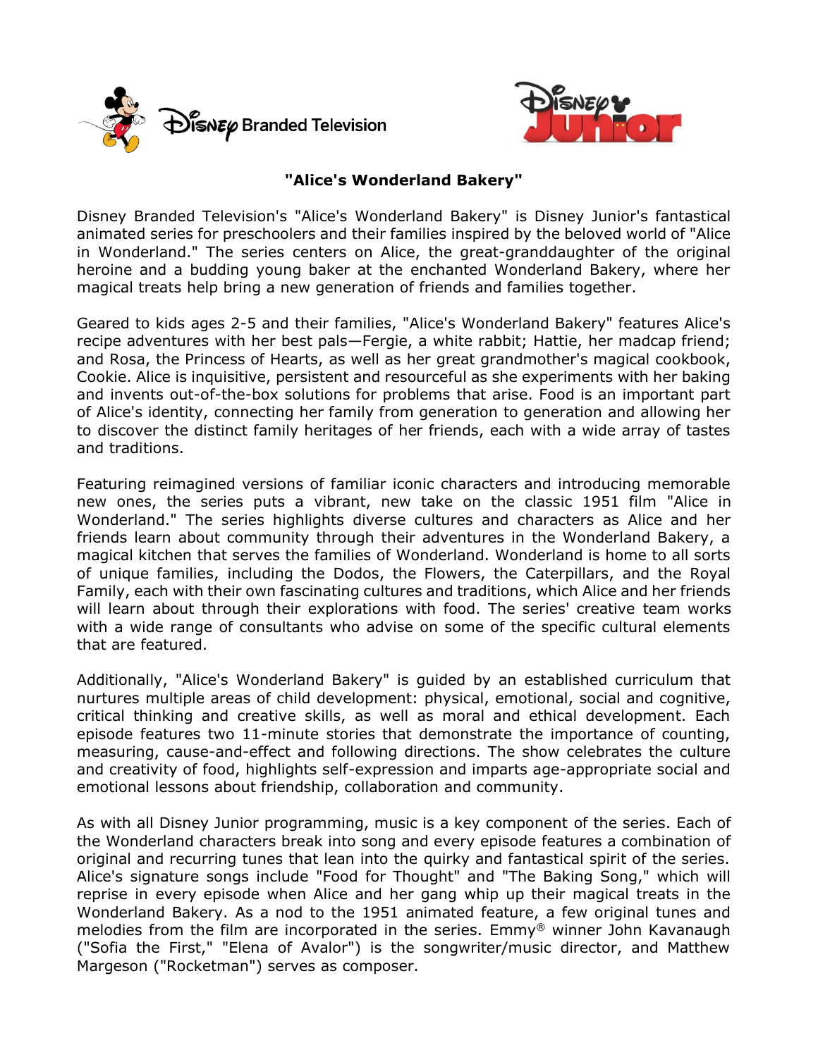# "Alice's Wonderland Bakery"

Disney Branded Television's "Alice's Wonderland Bakery" is Disney Junior's fantastical animated series for preschoolers and their families inspired by the beloved world of "Alice in Wonderland." The series centers on Alice, the great-granddaughter of the original heroine and a budding young baker at the enchanted Wonderland Bakery, where her magical treats help bring a new generation of friends and families together.

Geared to kids ages 2-5 and their families, "Alice's Wonderland Bakery" features Alice's recipe adventures with her best pals—Fergie, a white rabbit; Hattie, her madcap friend; and Rosa, the Princess of Hearts, as well as her great grandmother's magical cookbook, Cookie. Alice is inquisitive, persistent and resourceful as she experiments with her baking and invents out-of-the-box solutions for problems that arise. Food is an important part of Alice's identity, connecting her family from generation to generation and allowing her to discover the distinct family heritages of her friends, each with a wide array of tastes and traditions.

Featuring reimagined versions of familiar iconic characters and introducing memorable new ones, the series puts a vibrant, new take on the classic 1951 film "Alice in Wonderland." The series highlights diverse cultures and characters as Alice and her friends learn about community through their adventures in the Wonderland Bakery, a magical kitchen that serves the families of Wonderland. Wonderland is home to all sorts of unique families, including the Dodos, the Flowers, the Caterpillars, and the Royal Family, each with their own fascinating cultures and traditions, which Alice and her friends will learn about through their explorations with food. The series' creative team works with a wide range of consultants who advise on some of the specific cultural elements that are featured.

Additionally, "Alice's Wonderland Bakery" is guided by an established curriculum that nurtures multiple areas of child development: physical, emotional, social and cognitive, critical thinking and creative skills, as well as moral and ethical development. Each episode features two 11-minute stories that demonstrate the importance of counting, measuring, cause-and-effect and following directions. The show celebrates the culture and creativity of food, highlights self-expression and imparts age-appropriate social and emotional lessons about friendship, collaboration and community.

As with all Disney Junior programming, music is a key component of the series. Each of the Wonderland characters break into song and every episode features a combination of original and recurring tunes that lean into the quirky and fantastical spirit of the series. Alice's signature songs include "Food for Thought" and "The Baking Song," which will reprise in every episode when Alice and her gang whip up their magical treats in the Wonderland Bakery. As a nod to the 1951 animated feature, a few original tunes and melodies from the film are incorporated in the series. Emmy® winner John Kavanaugh ("Sofia the First," "Elena of Avalor") is the songwriter/music director, and Matthew Margeson ("Rocketman") serves as composer.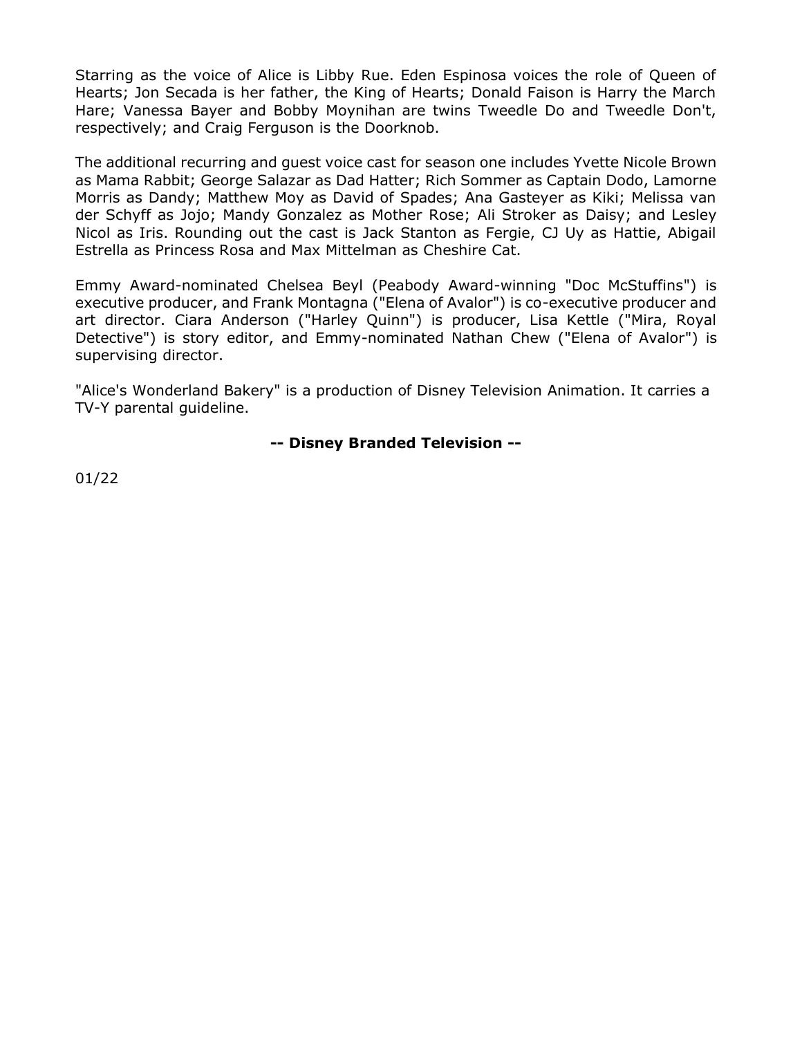Starring as the voice of Alice is Libby Rue. Eden Espinosa voices the role of Queen of Hearts; Jon Secada is her father, the King of Hearts; Donald Faison is Harry the March Hare; Vanessa Bayer and Bobby Moynihan are twins Tweedle Do and Tweedle Don't, respectively; and Craig Ferguson is the Doorknob.

The additional recurring and guest voice cast for season one includes Yvette Nicole Brown as Mama Rabbit; George Salazar as Dad Hatter; Rich Sommer as Captain Dodo, Lamorne Morris as Dandy; Matthew Moy as David of Spades; Ana Gasteyer as Kiki; Melissa van der Schyff as Jojo; Mandy Gonzalez as Mother Rose; Ali Stroker as Daisy; and Lesley Nicol as Iris. Rounding out the cast is Jack Stanton as Fergie, CJ Uy as Hattie, Abigail Estrella as Princess Rosa and Max Mittelman as Cheshire Cat.

Emmy Award-nominated Chelsea Beyl (Peabody Award-winning "Doc McStuffins") is executive producer, and Frank Montagna ("Elena of Avalor") is co-executive producer and art director. Ciara Anderson ("Harley Quinn") is producer, Lisa Kettle ("Mira, Royal Detective") is story editor, and Emmy-nominated Nathan Chew ("Elena of Avalor") is supervising director.

"Alice's Wonderland Bakery" is a production of Disney Television Animation. It carries a TV-Y parental guideline.

**-- Disney Branded Television --**

01/22